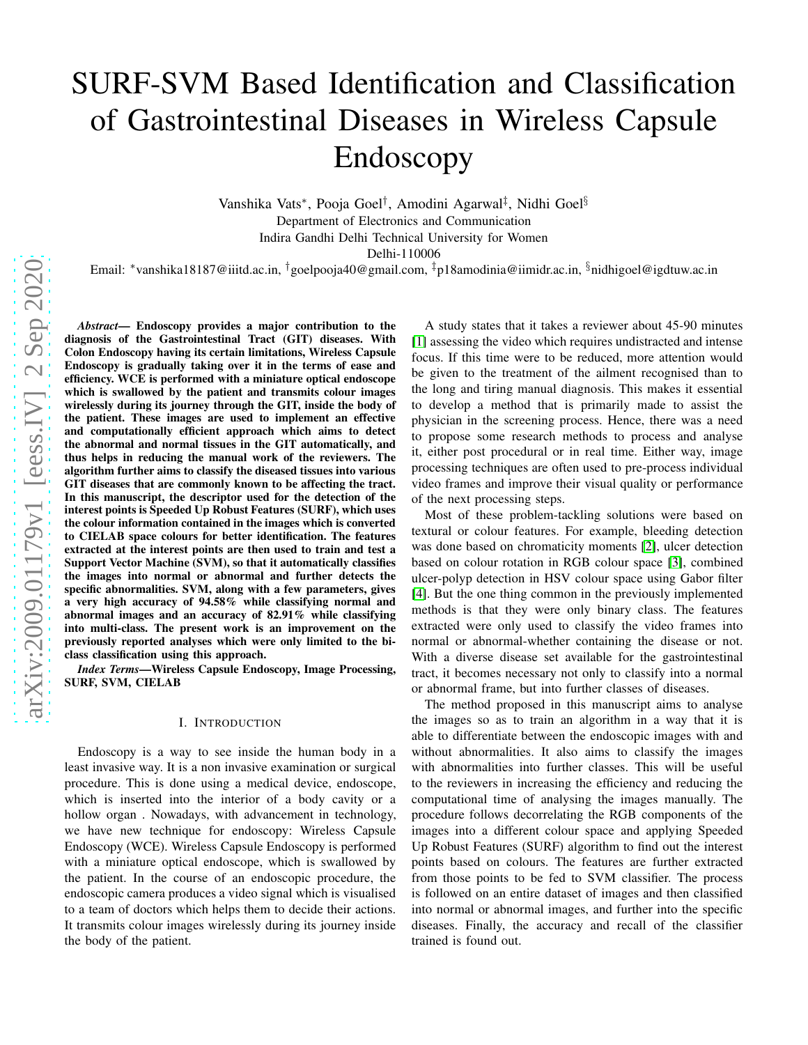# SURF-SVM Based Identification and Classification of Gastrointestinal Diseases in Wireless Capsule Endoscopy

Vanshika Vats*, Pooja Goel†, Amodini Agarwal‡, Nidhi Goel§

Department of Electronics and Communication

Indira Gandhi Delhi Technical University for Women

Delhi-110006

Email: *vanshika18187@iiitd.ac.in, †goelpooja40@gmail.com, ‡p18amodinia@iimidr.ac.in, §nidhigoel@igdtuw.ac.in

***Abstract*— Endoscopy provides a major contribution to the diagnosis of the Gastrointestinal Tract (GIT) diseases. With Colon Endoscopy having its certain limitations, Wireless Capsule Endoscopy is gradually taking over it in the terms of ease and efficiency. WCE is performed with a miniature optical endoscope which is swallowed by the patient and transmits colour images wirelessly during its journey through the GIT, inside the body of the patient. These images are used to implement an effective and computationally efficient approach which aims to detect the abnormal and normal tissues in the GIT automatically, and thus helps in reducing the manual work of the reviewers. The algorithm further aims to classify the diseased tissues into various GIT diseases that are commonly known to be affecting the tract. In this manuscript, the descriptor used for the detection of the interest points is Speeded Up Robust Features (SURF), which uses the colour information contained in the images which is converted to CIELAB space colours for better identification. The features extracted at the interest points are then used to train and test a Support Vector Machine (SVM), so that it automatically classifies the images into normal or abnormal and further detects the specific abnormalities. SVM, along with a few parameters, gives a very high accuracy of 94.58% while classifying normal and abnormal images and an accuracy of 82.91% while classifying into multi-class. The present work is an improvement on the previously reported analyses which were only limited to the bi-class classification using this approach.**

***Index Terms*—Wireless Capsule Endoscopy, Image Processing, SURF, SVM, CIELAB**

## I. Introduction

Endoscopy is a way to see inside the human body in a least invasive way. It is a non invasive examination or surgical procedure. This is done using a medical device, endoscope, which is inserted into the interior of a body cavity or a hollow organ . Nowadays, with advancement in technology, we have new technique for endoscopy: Wireless Capsule Endoscopy (WCE). Wireless Capsule Endoscopy is performed with a miniature optical endoscope, which is swallowed by the patient. In the course of an endoscopic procedure, the endoscopic camera produces a video signal which is visualised to a team of doctors which helps them to decide their actions. It transmits colour images wirelessly during its journey inside the body of the patient.

A study states that it takes a reviewer about 45-90 minutes [1] assessing the video which requires undistracted and intense focus. If this time were to be reduced, more attention would be given to the treatment of the ailment recognised than to the long and tiring manual diagnosis. This makes it essential to develop a method that is primarily made to assist the physician in the screening process. Hence, there was a need to propose some research methods to process and analyse it, either post procedural or in real time. Either way, image processing techniques are often used to pre-process individual video frames and improve their visual quality or performance of the next processing steps.

Most of these problem-tackling solutions were based on textural or colour features. For example, bleeding detection was done based on chromaticity moments [2], ulcer detection based on colour rotation in RGB colour space [3], combined ulcer-polyp detection in HSV colour space using Gabor filter [4]. But the one thing common in the previously implemented methods is that they were only binary class. The features extracted were only used to classify the video frames into normal or abnormal-whether containing the disease or not. With a diverse disease set available for the gastrointestinal tract, it becomes necessary not only to classify into a normal or abnormal frame, but into further classes of diseases.

The method proposed in this manuscript aims to analyse the images so as to train an algorithm in a way that it is able to differentiate between the endoscopic images with and without abnormalities. It also aims to classify the images with abnormalities into further classes. This will be useful to the reviewers in increasing the efficiency and reducing the computational time of analysing the images manually. The procedure follows decorrelating the RGB components of the images into a different colour space and applying Speeded Up Robust Features (SURF) algorithm to find out the interest points based on colours. The features are further extracted from those points to be fed to SVM classifier. The process is followed on an entire dataset of images and then classified into normal or abnormal images, and further into the specific diseases. Finally, the accuracy and recall of the classifier trained is found out.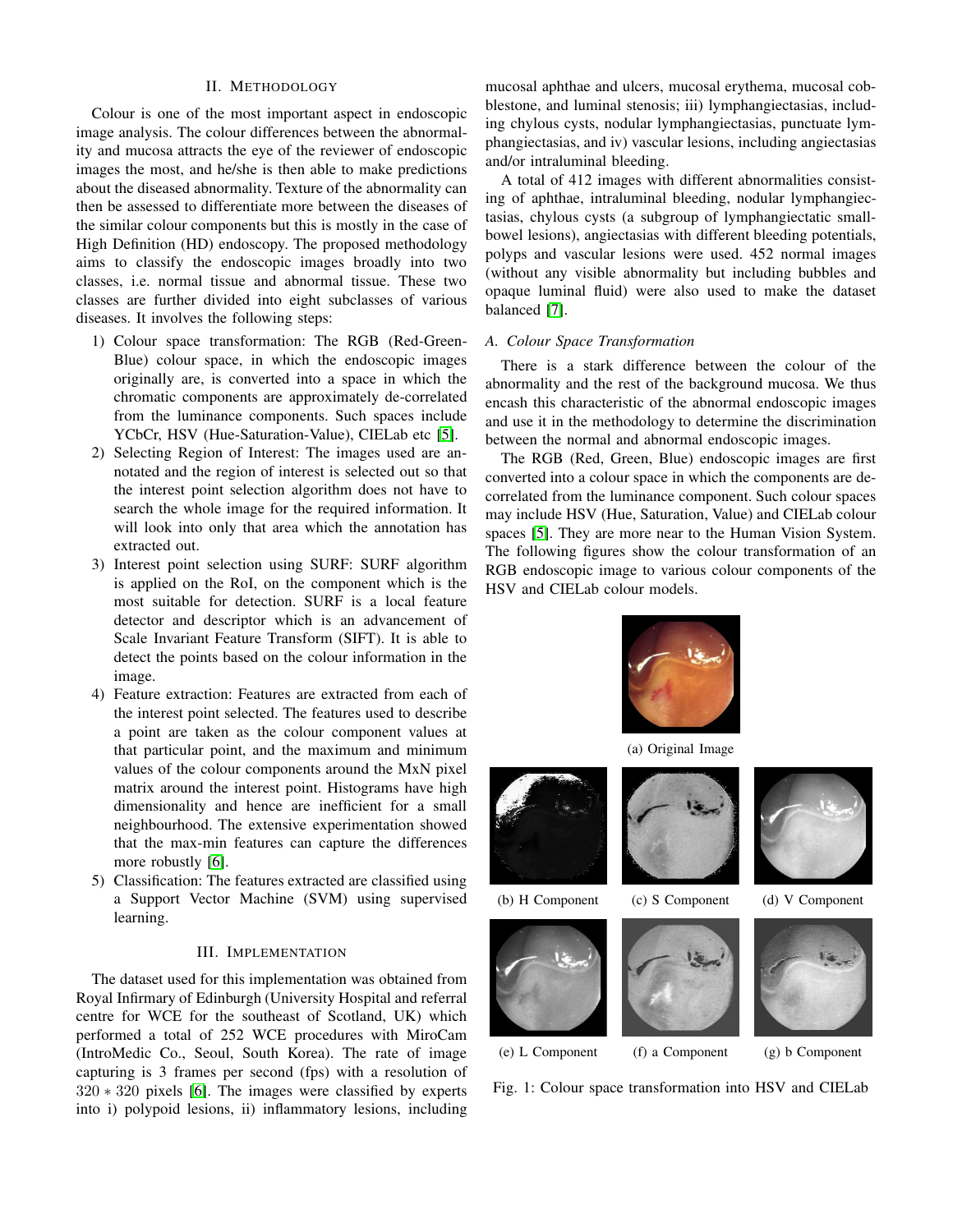## II. Methodology

Colour is one of the most important aspect in endoscopic image analysis. The colour differences between the abnormality and mucosa attracts the eye of the reviewer of endoscopic images the most, and he/she is then able to make predictions about the diseased abnormality. Texture of the abnormality can then be assessed to differentiate more between the diseases of the similar colour components but this is mostly in the case of High Definition (HD) endoscopy. The proposed methodology aims to classify the endoscopic images broadly into two classes, i.e. normal tissue and abnormal tissue. These two classes are further divided into eight subclasses of various diseases. It involves the following steps:

1. Colour space transformation: The RGB (Red-Green-Blue) colour space, in which the endoscopic images originally are, is converted into a space in which the chromatic components are approximately de-correlated from the luminance components. Such spaces include YCbCr, HSV (Hue-Saturation-Value), CIELab etc [5].
2. Selecting Region of Interest: The images used are annotated and the region of interest is selected out so that the interest point selection algorithm does not have to search the whole image for the required information. It will look into only that area which the annotation has extracted out.
3. Interest point selection using SURF: SURF algorithm is applied on the RoI, on the component which is the most suitable for detection. SURF is a local feature detector and descriptor which is an advancement of Scale Invariant Feature Transform (SIFT). It is able to detect the points based on the colour information in the image.
4. Feature extraction: Features are extracted from each of the interest point selected. The features used to describe a point are taken as the colour component values at that particular point, and the maximum and minimum values of the colour components around the MxN pixel matrix around the interest point. Histograms have high dimensionality and hence are inefficient for a small neighbourhood. The extensive experimentation showed that the max-min features can capture the differences more robustly [6].
5. Classification: The features extracted are classified using a Support Vector Machine (SVM) using supervised learning.

## III. Implementation

The dataset used for this implementation was obtained from Royal Infirmary of Edinburgh (University Hospital and referral centre for WCE for the southeast of Scotland, UK) which performed a total of 252 WCE procedures with MiroCam (IntroMedic Co., Seoul, South Korea). The rate of image capturing is 3 frames per second (fps) with a resolution of $320 * 320$ pixels [6]. The images were classified by experts into i) polypoid lesions, ii) inflammatory lesions, including mucosal aphthae and ulcers, mucosal erythema, mucosal cobblestone, and luminal stenosis; iii) lymphangiectasias, including chylous cysts, nodular lymphangiectasias, punctuate lymphangiectasias, and iv) vascular lesions, including angiectasias and/or intraluminal bleeding.

A total of 412 images with different abnormalities consisting of aphthae, intraluminal bleeding, nodular lymphangiectasias, chylous cysts (a subgroup of lymphangiectatic small-bowel lesions), angiectasias with different bleeding potentials, polyps and vascular lesions were used. 452 normal images (without any visible abnormality but including bubbles and opaque luminal fluid) were also used to make the dataset balanced [7].

### A. Colour Space Transformation

There is a stark difference between the colour of the abnormality and the rest of the background mucosa. We thus encash this characteristic of the abnormal endoscopic images and use it in the methodology to determine the discrimination between the normal and abnormal endoscopic images.

The RGB (Red, Green, Blue) endoscopic images are first converted into a colour space in which the components are de-correlated from the luminance component. Such colour spaces may include HSV (Hue, Saturation, Value) and CIELab colour spaces [5]. They are more near to the Human Vision System. The following figures show the colour transformation of an RGB endoscopic image to various colour components of the HSV and CIELab colour models.

(a) Original Image

(b) H Component (c) S Component (d) V Component

(e) L Component (f) a Component (g) b Component

Fig. 1: Colour space transformation into HSV and CIELab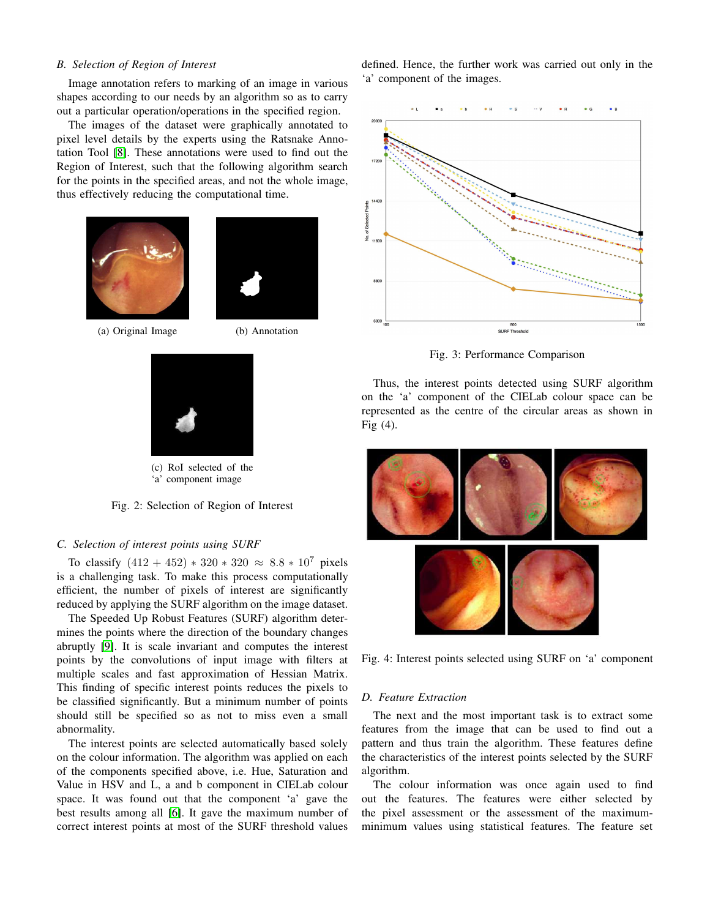### B. Selection of Region of Interest

Image annotation refers to marking of an image in various shapes according to our needs by an algorithm so as to carry out a particular operation/operations in the specified region.

The images of the dataset were graphically annotated to pixel level details by the experts using the Ratsnake Annotation Tool [8]. These annotations were used to find out the Region of Interest, such that the following algorithm search for the points in the specified areas, and not the whole image, thus effectively reducing the computational time.

(a) Original Image

(b) Annotation

(c) RoI selected of the 'a' component image

Fig. 2: Selection of Region of Interest

### C. Selection of interest points using SURF

To classify $(412 + 452) * 320 * 320 \approx 8.8 * 10^7$ pixels is a challenging task. To make this process computationally efficient, the number of pixels of interest are significantly reduced by applying the SURF algorithm on the image dataset.

The Speeded Up Robust Features (SURF) algorithm determines the points where the direction of the boundary changes abruptly [9]. It is scale invariant and computes the interest points by the convolutions of input image with filters at multiple scales and fast approximation of Hessian Matrix. This finding of specific interest points reduces the pixels to be classified significantly. But a minimum number of points should still be specified so as not to miss even a small abnormality.

The interest points are selected automatically based solely on the colour information. The algorithm was applied on each of the components specified above, i.e. Hue, Saturation and Value in HSV and L, a and b component in CIELab colour space. It was found out that the component 'a' gave the best results among all [6]. It gave the maximum number of correct interest points at most of the SURF threshold values defined. Hence, the further work was carried out only in the 'a' component of the images.

Fig. 3: Performance Comparison

Thus, the interest points detected using SURF algorithm on the 'a' component of the CIELab colour space can be represented as the centre of the circular areas as shown in Fig (4).

Fig. 4: Interest points selected using SURF on 'a' component

### D. Feature Extraction

The next and the most important task is to extract some features from the image that can be used to find out a pattern and thus train the algorithm. These features define the characteristics of the interest points selected by the SURF algorithm.

The colour information was once again used to find out the features. The features were either selected by the pixel assessment or the assessment of the maximum-minimum values using statistical features. The feature set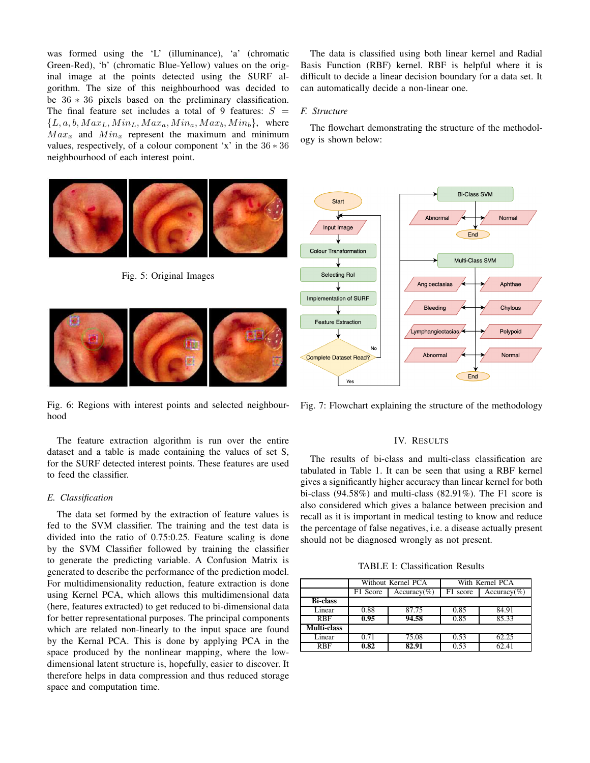was formed using the 'L' (illuminance), 'a' (chromatic Green-Red), 'b' (chromatic Blue-Yellow) values on the original image at the points detected using the SURF algorithm. The size of this neighbourhood was decided to be $36 * 36$ pixels based on the preliminary classification. The final feature set includes a total of 9 features: $S = \{L, a, b, Max_L, Min_L, Max_a, Min_a, Max_b, Min_b\}$, where $Max_x$ and $Min_x$ represent the maximum and minimum values, respectively, of a colour component 'x' in the $36 * 36$ neighbourhood of each interest point.

Fig. 5: Original Images

Fig. 6: Regions with interest points and selected neighbourhood

The feature extraction algorithm is run over the entire dataset and a table is made containing the values of set S, for the SURF detected interest points. These features are used to feed the classifier.

### E. Classification

The data set formed by the extraction of feature values is fed to the SVM classifier. The training and the test data is divided into the ratio of 0.75:0.25. Feature scaling is done by the SVM Classifier followed by training the classifier to generate the predicting variable. A Confusion Matrix is generated to describe the performance of the prediction model. For multidimensionality reduction, feature extraction is done using Kernel PCA, which allows this multidimensional data (here, features extracted) to get reduced to bi-dimensional data for better representational purposes. The principal components which are related non-linearly to the input space are found by the Kernal PCA. This is done by applying PCA in the space produced by the nonlinear mapping, where the low-dimensional latent structure is, hopefully, easier to discover. It therefore helps in data compression and thus reduced storage space and computation time.

The data is classified using both linear kernel and Radial Basis Function (RBF) kernel. RBF is helpful where it is difficult to decide a linear decision boundary for a data set. It can automatically decide a non-linear one.

### F. Structure

The flowchart demonstrating the structure of the methodology is shown below:

Fig. 7: Flowchart explaining the structure of the methodology

## IV. Results

The results of bi-class and multi-class classification are tabulated in Table 1. It can be seen that using a RBF kernel gives a significantly higher accuracy than linear kernel for both bi-class (94.58%) and multi-class (82.91%). The F1 score is also considered which gives a balance between precision and recall as it is important in medical testing to know and reduce the percentage of false negatives, i.e. a disease actually present should not be diagnosed wrongly as not present.

TABLE I: Classification Results

| | Without Kernel PCA | | With Kernel PCA | |
|---|---|---|---|---|
| | F1 Score | Accuracy(%) | F1 score | Accuracy(%) |
| **Bi-class** | | | | |
| Linear | 0.88 | 87.75 | 0.85 | 84.91 |
| RBF | **0.95** | **94.58** | 0.85 | 85.33 |
| **Multi-class** | | | | |
| Linear | 0.71 | 75.08 | 0.53 | 62.25 |
| RBF | **0.82** | **82.91** | 0.53 | 62.41 |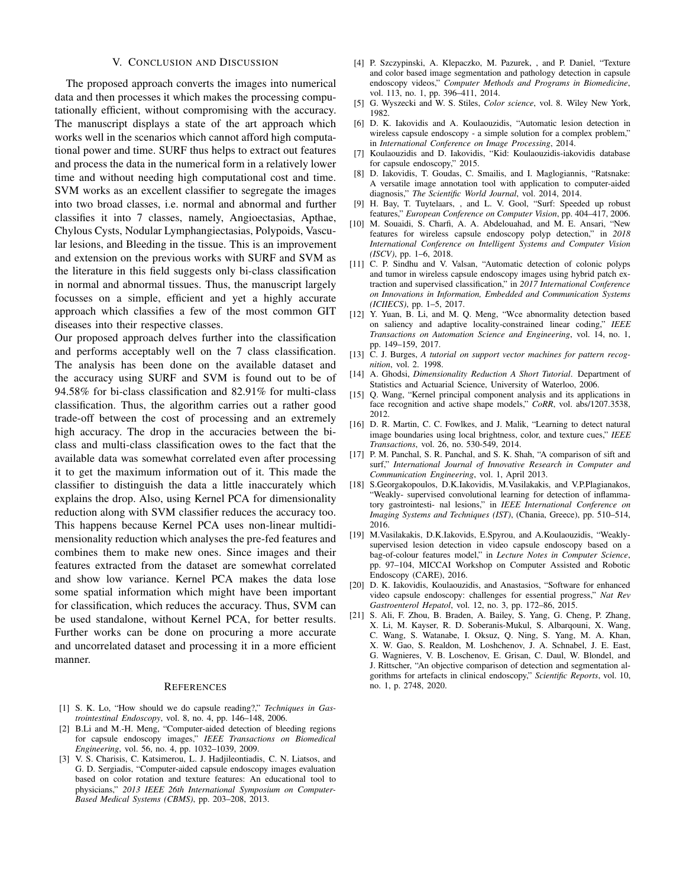## V. Conclusion and Discussion

The proposed approach converts the images into numerical data and then processes it which makes the processing computationally efficient, without compromising with the accuracy. The manuscript displays a state of the art approach which works well in the scenarios which cannot afford high computational power and time. SURF thus helps to extract out features and process the data in the numerical form in a relatively lower time and without needing high computational cost and time. SVM works as an excellent classifier to segregate the images into two broad classes, i.e. normal and abnormal and further classifies it into 7 classes, namely, Angioectasias, Apthae, Chylous Cysts, Nodular Lymphangiectasias, Polypoids, Vascular lesions, and Bleeding in the tissue. This is an improvement and extension on the previous works with SURF and SVM as the literature in this field suggests only bi-class classification in normal and abnormal tissues. Thus, the manuscript largely focusses on a simple, efficient and yet a highly accurate approach which classifies a few of the most common GIT diseases into their respective classes.

Our proposed approach delves further into the classification and performs acceptably well on the 7 class classification. The analysis has been done on the available dataset and the accuracy using SURF and SVM is found out to be of 94.58% for bi-class classification and 82.91% for multi-class classification. Thus, the algorithm carries out a rather good trade-off between the cost of processing and an extremely high accuracy. The drop in the accuracies between the bi-class and multi-class classification owes to the fact that the available data was somewhat correlated even after processing it to get the maximum information out of it. This made the classifier to distinguish the data a little inaccurately which explains the drop. Also, using Kernel PCA for dimensionality reduction along with SVM classifier reduces the accuracy too. This happens because Kernel PCA uses non-linear multidimensionality reduction which analyses the pre-fed features and combines them to make new ones. Since images and their features extracted from the dataset are somewhat correlated and show low variance. Kernel PCA makes the data lose some spatial information which might have been important for classification, which reduces the accuracy. Thus, SVM can be used standalone, without Kernel PCA, for better results. Further works can be done on procuring a more accurate and uncorrelated dataset and processing it in a more efficient manner.

## References

[1] S. K. Lo, "How should we do capsule reading?," *Techniques in Gastrointestinal Endoscopy*, vol. 8, no. 4, pp. 146–148, 2006.

[2] B.Li and M.-H. Meng, "Computer-aided detection of bleeding regions for capsule endoscopy images," *IEEE Transactions on Biomedical Engineering*, vol. 56, no. 4, pp. 1032–1039, 2009.

[3] V. S. Charisis, C. Katsimerou, L. J. Hadjileontiadis, C. N. Liatsos, and G. D. Sergiadis, "Computer-aided capsule endoscopy images evaluation based on color rotation and texture features: An educational tool to physicians," *2013 IEEE 26th International Symposium on Computer-Based Medical Systems (CBMS)*, pp. 203–208, 2013.

[4] P. Szczypinski, A. Klepaczko, M. Pazurek, , and P. Daniel, "Texture and color based image segmentation and pathology detection in capsule endoscopy videos," *Computer Methods and Programs in Biomedicine*, vol. 113, no. 1, pp. 396–411, 2014.

[5] G. Wyszecki and W. S. Stiles, *Color science*, vol. 8. Wiley New York, 1982.

[6] D. K. Iakovidis and A. Koulaouzidis, "Automatic lesion detection in wireless capsule endoscopy - a simple solution for a complex problem," in *International Conference on Image Processing*, 2014.

[7] Koulaouzidis and D. Iakovidis, "Kid: Koulaouzidis-iakovidis database for capsule endoscopy," 2015.

[8] D. Iakovidis, T. Goudas, C. Smailis, and I. Maglogiannis, "Ratsnake: A versatile image annotation tool with application to computer-aided diagnosis," *The Scientific World Journal*, vol. 2014, 2014.

[9] H. Bay, T. Tuytelaars, , and L. V. Gool, "Surf: Speeded up robust features," *European Conference on Computer Vision*, pp. 404–417, 2006.

[10] M. Souaidi, S. Charfi, A. A. Abdelouahad, and M. E. Ansari, "New features for wireless capsule endoscopy polyp detection," in *2018 International Conference on Intelligent Systems and Computer Vision (ISCV)*, pp. 1–6, 2018.

[11] C. P. Sindhu and V. Valsan, "Automatic detection of colonic polyps and tumor in wireless capsule endoscopy images using hybrid patch extraction and supervised classification," in *2017 International Conference on Innovations in Information, Embedded and Communication Systems (ICIIECS)*, pp. 1–5, 2017.

[12] Y. Yuan, B. Li, and M. Q. Meng, "Wce abnormality detection based on saliency and adaptive locality-constrained linear coding," *IEEE Transactions on Automation Science and Engineering*, vol. 14, no. 1, pp. 149–159, 2017.

[13] C. J. Burges, *A tutorial on support vector machines for pattern recognition*, vol. 2. 1998.

[14] A. Ghodsi, *Dimensionality Reduction A Short Tutorial*. Department of Statistics and Actuarial Science, University of Waterloo, 2006.

[15] Q. Wang, "Kernel principal component analysis and its applications in face recognition and active shape models," *CoRR*, vol. abs/1207.3538, 2012.

[16] D. R. Martin, C. C. Fowlkes, and J. Malik, "Learning to detect natural image boundaries using local brightness, color, and texture cues," *IEEE Transactions*, vol. 26, no. 530-549, 2014.

[17] P. M. Panchal, S. R. Panchal, and S. K. Shah, "A comparison of sift and surf," *International Journal of Innovative Research in Computer and Communication Engineering*, vol. 1, April 2013.

[18] S.Georgakopoulos, D.K.Iakovidis, M.Vasilakakis, and V.P.Plagianakos, "Weakly- supervised convolutional learning for detection of inflammatory gastrointesti- nal lesions," in *IEEE International Conference on Imaging Systems and Techniques (IST)*, (Chania, Greece), pp. 510–514, 2016.

[19] M.Vasilakakis, D.K.Iakovids, E.Spyrou, and A.Koulaouzidis, "Weakly-supervised lesion detection in video capsule endoscopy based on a bag-of-colour features model," in *Lecture Notes in Computer Science*, pp. 97–104, MICCAI Workshop on Computer Assisted and Robotic Endoscopy (CARE), 2016.

[20] D. K. Iakovidis, Koulaouzidis, and Anastasios, "Software for enhanced video capsule endoscopy: challenges for essential progress," *Nat Rev Gastroenterol Hepatol*, vol. 12, no. 3, pp. 172–86, 2015.

[21] S. Ali, F. Zhou, B. Braden, A. Bailey, S. Yang, G. Cheng, P. Zhang, X. Li, M. Kayser, R. D. Soberanis-Mukul, S. Albarqouni, X. Wang, C. Wang, S. Watanabe, I. Oksuz, Q. Ning, S. Yang, M. A. Khan, X. W. Gao, S. Realdon, M. Loshchenov, J. A. Schnabel, J. E. East, G. Wagnieres, V. B. Loschenov, E. Grisan, C. Daul, W. Blondel, and J. Rittscher, "An objective comparison of detection and segmentation algorithms for artefacts in clinical endoscopy," *Scientific Reports*, vol. 10, no. 1, p. 2748, 2020.